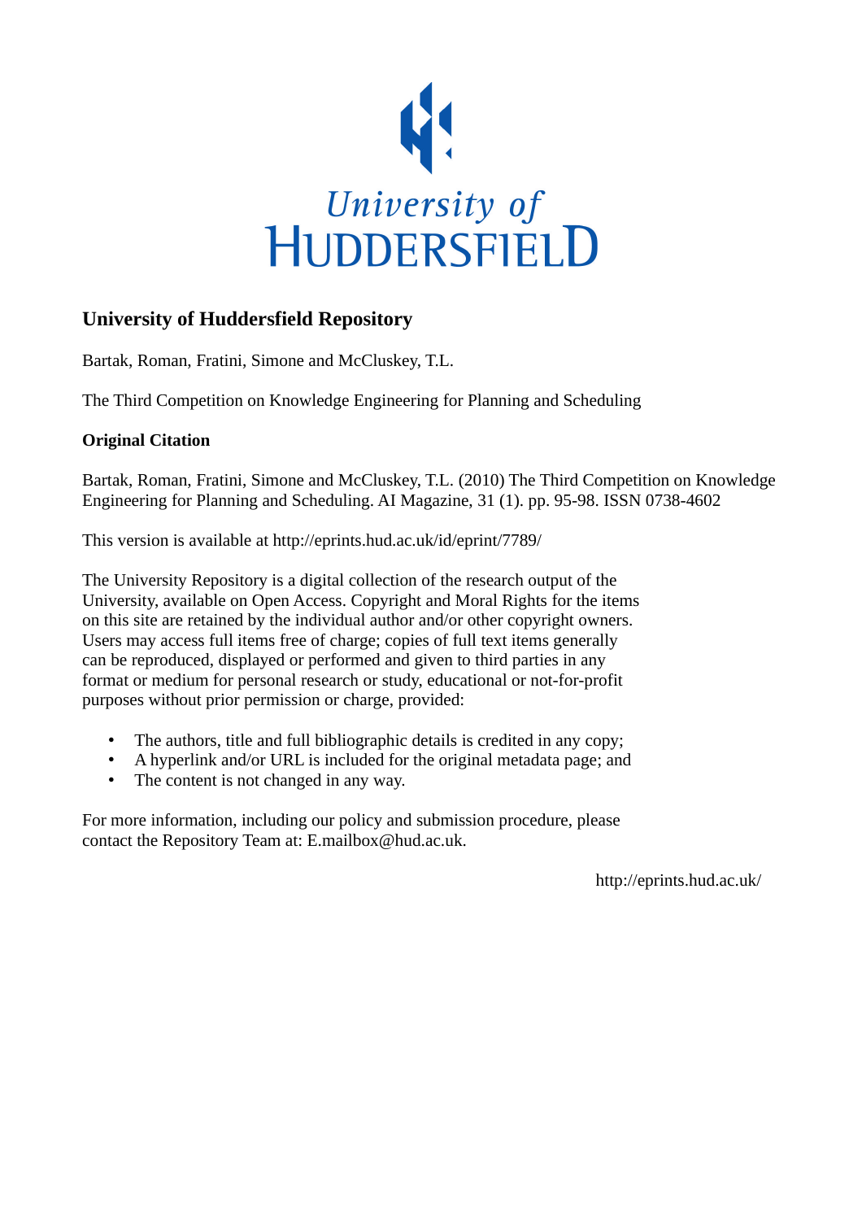University of Huddersfield

# University of Huddersfield Repository

Bartak, Roman, Fratini, Simone and McCluskey, T.L.

The Third Competition on Knowledge Engineering for Planning and Scheduling

## Original Citation

Bartak, Roman, Fratini, Simone and McCluskey, T.L. (2010) The Third Competition on Knowledge Engineering for Planning and Scheduling. AI Magazine, 31 (1). pp. 95-98. ISSN 0738-4602

This version is available at http://eprints.hud.ac.uk/id/eprint/7789/

The University Repository is a digital collection of the research output of the University, available on Open Access. Copyright and Moral Rights for the items on this site are retained by the individual author and/or other copyright owners. Users may access full items free of charge; copies of full text items generally can be reproduced, displayed or performed and given to third parties in any format or medium for personal research or study, educational or not-for-profit purposes without prior permission or charge, provided:

- The authors, title and full bibliographic details is credited in any copy;
- A hyperlink and/or URL is included for the original metadata page; and
- The content is not changed in any way.

For more information, including our policy and submission procedure, please contact the Repository Team at: E.mailbox@hud.ac.uk.

http://eprints.hud.ac.uk/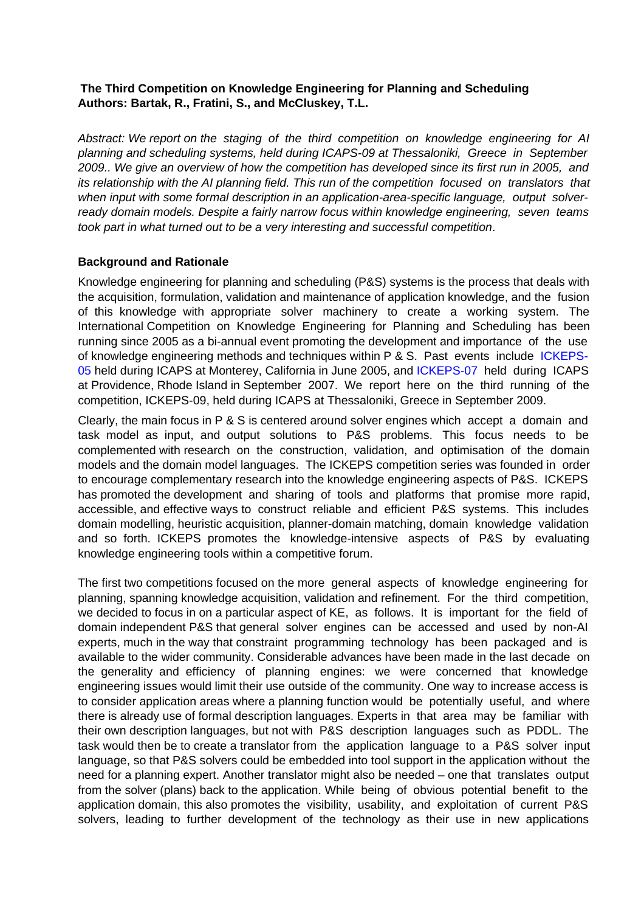**The Third Competition on Knowledge Engineering for Planning and Scheduling**
**Authors: Bartak, R., Fratini, S., and McCluskey, T.L.**

*Abstract: We report on the staging of the third competition on knowledge engineering for AI planning and scheduling systems, held during ICAPS-09 at Thessaloniki, Greece in September 2009.. We give an overview of how the competition has developed since its first run in 2005, and its relationship with the AI planning field. This run of the competition focused on translators that when input with some formal description in an application-area-specific language, output solver-ready domain models. Despite a fairly narrow focus within knowledge engineering, seven teams took part in what turned out to be a very interesting and successful competition*.

**Background and Rationale**

Knowledge engineering for planning and scheduling (P&S) systems is the process that deals with the acquisition, formulation, validation and maintenance of application knowledge, and the fusion of this knowledge with appropriate solver machinery to create a working system. The International Competition on Knowledge Engineering for Planning and Scheduling has been running since 2005 as a bi-annual event promoting the development and importance of the use of knowledge engineering methods and techniques within P & S. Past events include ICKEPS-05 held during ICAPS at Monterey, California in June 2005, and ICKEPS-07 held during ICAPS at Providence, Rhode Island in September 2007. We report here on the third running of the competition, ICKEPS-09, held during ICAPS at Thessaloniki, Greece in September 2009.

Clearly, the main focus in P & S is centered around solver engines which accept a domain and task model as input, and output solutions to P&S problems. This focus needs to be complemented with research on the construction, validation, and optimisation of the domain models and the domain model languages. The ICKEPS competition series was founded in order to encourage complementary research into the knowledge engineering aspects of P&S. ICKEPS has promoted the development and sharing of tools and platforms that promise more rapid, accessible, and effective ways to construct reliable and efficient P&S systems. This includes domain modelling, heuristic acquisition, planner-domain matching, domain knowledge validation and so forth. ICKEPS promotes the knowledge-intensive aspects of P&S by evaluating knowledge engineering tools within a competitive forum.

The first two competitions focused on the more general aspects of knowledge engineering for planning, spanning knowledge acquisition, validation and refinement. For the third competition, we decided to focus in on a particular aspect of KE, as follows. It is important for the field of domain independent P&S that general solver engines can be accessed and used by non-AI experts, much in the way that constraint programming technology has been packaged and is available to the wider community. Considerable advances have been made in the last decade on the generality and efficiency of planning engines: we were concerned that knowledge engineering issues would limit their use outside of the community. One way to increase access is to consider application areas where a planning function would be potentially useful, and where there is already use of formal description languages. Experts in that area may be familiar with their own description languages, but not with P&S description languages such as PDDL. The task would then be to create a translator from the application language to a P&S solver input language, so that P&S solvers could be embedded into tool support in the application without the need for a planning expert. Another translator might also be needed – one that translates output from the solver (plans) back to the application. While being of obvious potential benefit to the application domain, this also promotes the visibility, usability, and exploitation of current P&S solvers, leading to further development of the technology as their use in new applications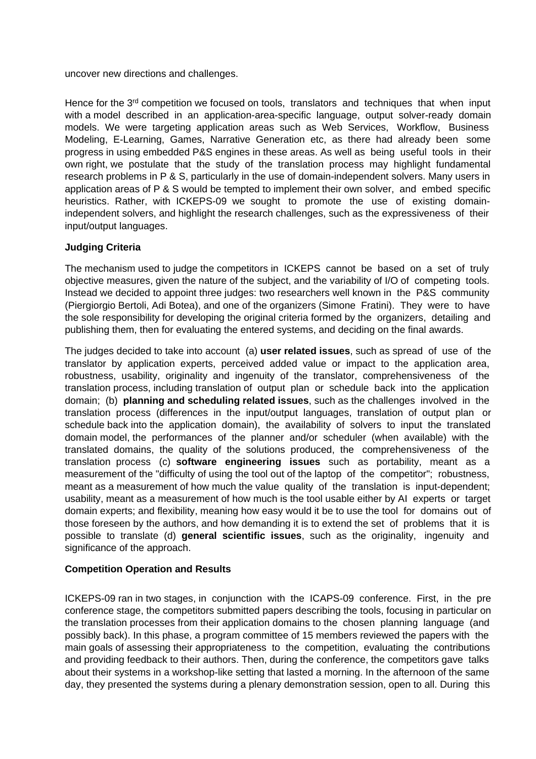uncover new directions and challenges.

Hence for the 3rd competition we focused on tools, translators and techniques that when input with a model described in an application-area-specific language, output solver-ready domain models. We were targeting application areas such as Web Services, Workflow, Business Modeling, E-Learning, Games, Narrative Generation etc, as there had already been some progress in using embedded P&S engines in these areas. As well as being useful tools in their own right, we postulate that the study of the translation process may highlight fundamental research problems in P & S, particularly in the use of domain-independent solvers. Many users in application areas of P & S would be tempted to implement their own solver, and embed specific heuristics. Rather, with ICKEPS-09 we sought to promote the use of existing domain-independent solvers, and highlight the research challenges, such as the expressiveness of their input/output languages.

**Judging Criteria**

The mechanism used to judge the competitors in ICKEPS cannot be based on a set of truly objective measures, given the nature of the subject, and the variability of I/O of competing tools. Instead we decided to appoint three judges: two researchers well known in the P&S community (Piergiorgio Bertoli, Adi Botea), and one of the organizers (Simone Fratini). They were to have the sole responsibility for developing the original criteria formed by the organizers, detailing and publishing them, then for evaluating the entered systems, and deciding on the final awards.

The judges decided to take into account (a) **user related issues**, such as spread of use of the translator by application experts, perceived added value or impact to the application area, robustness, usability, originality and ingenuity of the translator, comprehensiveness of the translation process, including translation of output plan or schedule back into the application domain; (b) **planning and scheduling related issues**, such as the challenges involved in the translation process (differences in the input/output languages, translation of output plan or schedule back into the application domain), the availability of solvers to input the translated domain model, the performances of the planner and/or scheduler (when available) with the translated domains, the quality of the solutions produced, the comprehensiveness of the translation process (c) **software engineering issues** such as portability, meant as a measurement of the "difficulty of using the tool out of the laptop of the competitor"; robustness, meant as a measurement of how much the value quality of the translation is input-dependent; usability, meant as a measurement of how much is the tool usable either by AI experts or target domain experts; and flexibility, meaning how easy would it be to use the tool for domains out of those foreseen by the authors, and how demanding it is to extend the set of problems that it is possible to translate (d) **general scientific issues**, such as the originality, ingenuity and significance of the approach.

**Competition Operation and Results**

ICKEPS-09 ran in two stages, in conjunction with the ICAPS-09 conference. First, in the pre conference stage, the competitors submitted papers describing the tools, focusing in particular on the translation processes from their application domains to the chosen planning language (and possibly back). In this phase, a program committee of 15 members reviewed the papers with the main goals of assessing their appropriateness to the competition, evaluating the contributions and providing feedback to their authors. Then, during the conference, the competitors gave talks about their systems in a workshop-like setting that lasted a morning. In the afternoon of the same day, they presented the systems during a plenary demonstration session, open to all. During this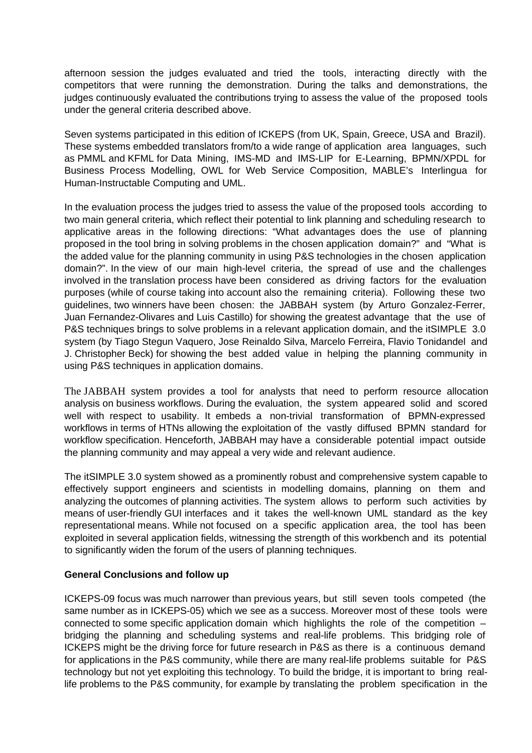afternoon session the judges evaluated and tried the tools, interacting directly with the competitors that were running the demonstration. During the talks and demonstrations, the judges continuously evaluated the contributions trying to assess the value of the proposed tools under the general criteria described above.

Seven systems participated in this edition of ICKEPS (from UK, Spain, Greece, USA and Brazil). These systems embedded translators from/to a wide range of application area languages, such as PMML and KFML for Data Mining, IMS-MD and IMS-LIP for E-Learning, BPMN/XPDL for Business Process Modelling, OWL for Web Service Composition, MABLE's Interlingua for Human-Instructable Computing and UML.

In the evaluation process the judges tried to assess the value of the proposed tools according to two main general criteria, which reflect their potential to link planning and scheduling research to applicative areas in the following directions: "What advantages does the use of planning proposed in the tool bring in solving problems in the chosen application domain?" and "What is the added value for the planning community in using P&S technologies in the chosen application domain?". In the view of our main high-level criteria, the spread of use and the challenges involved in the translation process have been considered as driving factors for the evaluation purposes (while of course taking into account also the remaining criteria). Following these two guidelines, two winners have been chosen: the JABBAH system (by Arturo Gonzalez-Ferrer, Juan Fernandez-Olivares and Luis Castillo) for showing the greatest advantage that the use of P&S techniques brings to solve problems in a relevant application domain, and the itSIMPLE 3.0 system (by Tiago Stegun Vaquero, Jose Reinaldo Silva, Marcelo Ferreira, Flavio Tonidandel and J. Christopher Beck) for showing the best added value in helping the planning community in using P&S techniques in application domains.

The JABBAH system provides a tool for analysts that need to perform resource allocation analysis on business workflows. During the evaluation, the system appeared solid and scored well with respect to usability. It embeds a non-trivial transformation of BPMN-expressed workflows in terms of HTNs allowing the exploitation of the vastly diffused BPMN standard for workflow specification. Henceforth, JABBAH may have a considerable potential impact outside the planning community and may appeal a very wide and relevant audience.

The itSIMPLE 3.0 system showed as a prominently robust and comprehensive system capable to effectively support engineers and scientists in modelling domains, planning on them and analyzing the outcomes of planning activities. The system allows to perform such activities by means of user-friendly GUI interfaces and it takes the well-known UML standard as the key representational means. While not focused on a specific application area, the tool has been exploited in several application fields, witnessing the strength of this workbench and its potential to significantly widen the forum of the users of planning techniques.

**General Conclusions and follow up**

ICKEPS-09 focus was much narrower than previous years, but still seven tools competed (the same number as in ICKEPS-05) which we see as a success. Moreover most of these tools were connected to some specific application domain which highlights the role of the competition – bridging the planning and scheduling systems and real-life problems. This bridging role of ICKEPS might be the driving force for future research in P&S as there is a continuous demand for applications in the P&S community, while there are many real-life problems suitable for P&S technology but not yet exploiting this technology. To build the bridge, it is important to bring real-life problems to the P&S community, for example by translating the problem specification in the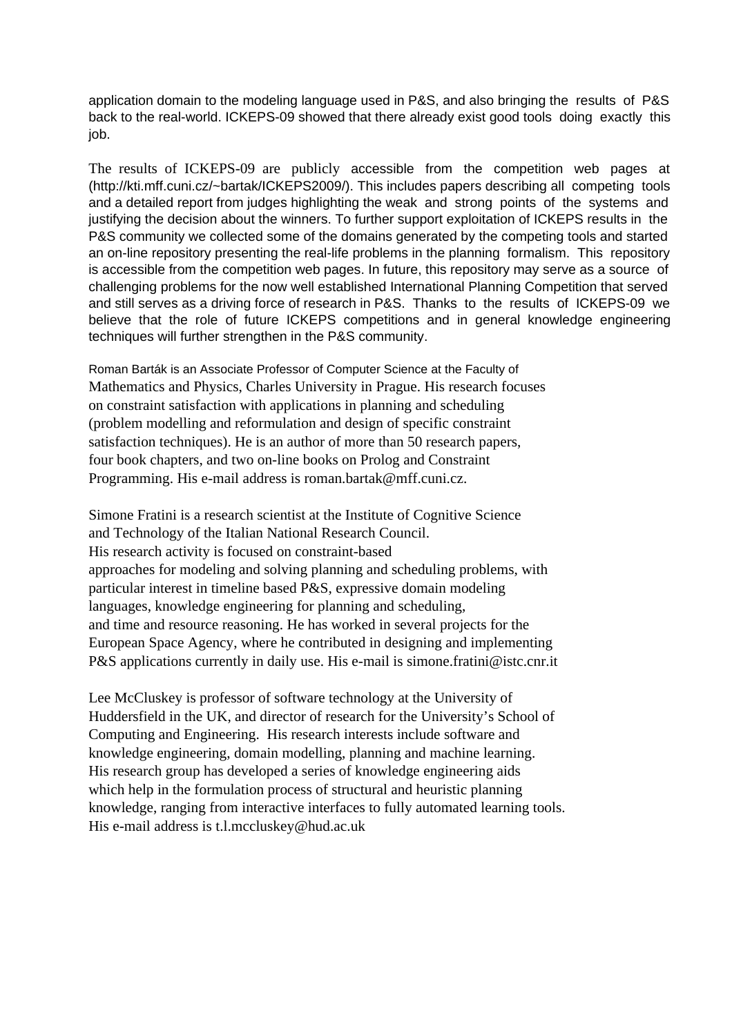application domain to the modeling language used in P&S, and also bringing the results of P&S back to the real-world. ICKEPS-09 showed that there already exist good tools doing exactly this job.

The results of ICKEPS-09 are publicly accessible from the competition web pages at (http://kti.mff.cuni.cz/~bartak/ICKEPS2009/). This includes papers describing all competing tools and a detailed report from judges highlighting the weak and strong points of the systems and justifying the decision about the winners. To further support exploitation of ICKEPS results in the P&S community we collected some of the domains generated by the competing tools and started an on-line repository presenting the real-life problems in the planning formalism. This repository is accessible from the competition web pages. In future, this repository may serve as a source of challenging problems for the now well established International Planning Competition that served and still serves as a driving force of research in P&S. Thanks to the results of ICKEPS-09 we believe that the role of future ICKEPS competitions and in general knowledge engineering techniques will further strengthen in the P&S community.

Roman Barták is an Associate Professor of Computer Science at the Faculty of Mathematics and Physics, Charles University in Prague. His research focuses on constraint satisfaction with applications in planning and scheduling (problem modelling and reformulation and design of specific constraint satisfaction techniques). He is an author of more than 50 research papers, four book chapters, and two on-line books on Prolog and Constraint Programming. His e-mail address is roman.bartak@mff.cuni.cz.

Simone Fratini is a research scientist at the Institute of Cognitive Science and Technology of the Italian National Research Council. His research activity is focused on constraint-based approaches for modeling and solving planning and scheduling problems, with particular interest in timeline based P&S, expressive domain modeling languages, knowledge engineering for planning and scheduling, and time and resource reasoning. He has worked in several projects for the European Space Agency, where he contributed in designing and implementing P&S applications currently in daily use. His e-mail is simone.fratini@istc.cnr.it

Lee McCluskey is professor of software technology at the University of Huddersfield in the UK, and director of research for the University's School of Computing and Engineering. His research interests include software and knowledge engineering, domain modelling, planning and machine learning. His research group has developed a series of knowledge engineering aids which help in the formulation process of structural and heuristic planning knowledge, ranging from interactive interfaces to fully automated learning tools. His e-mail address is t.l.mccluskey@hud.ac.uk